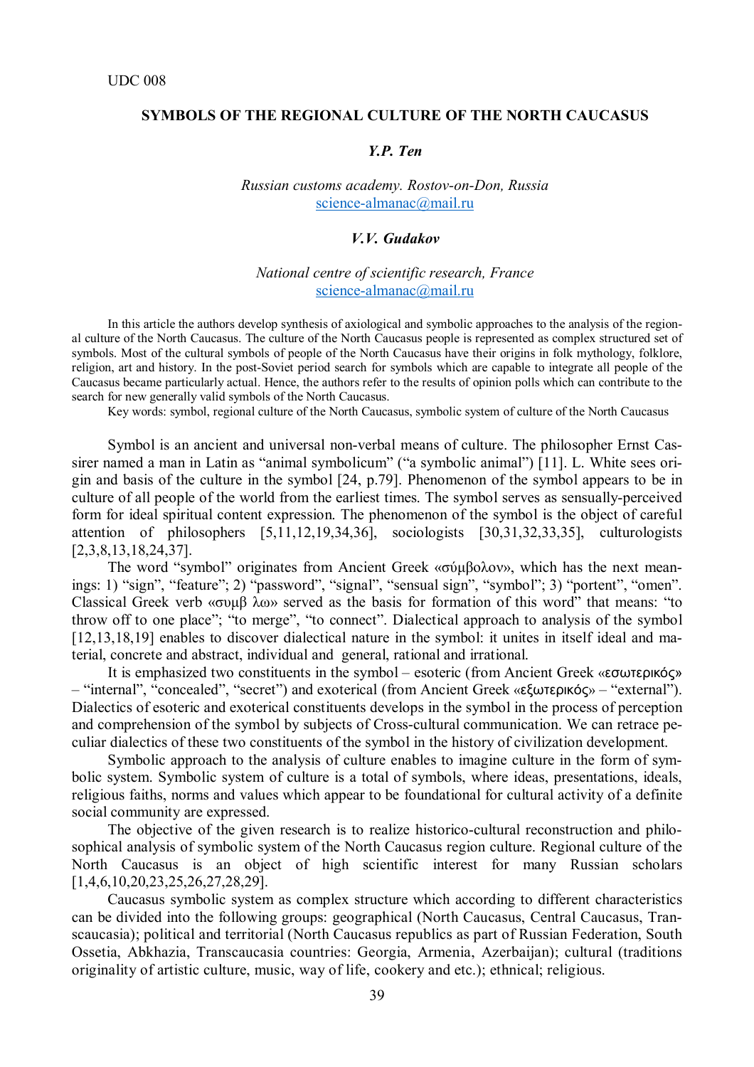UDC 008

# SYMBOLS OF THE REGIONAL CULTURE OF THE NORTH CAUCASUS

***Y.P. Ten***

*Russian customs academy. Rostov-on-Don, Russia*
science-almanac@mail.ru

***V.V. Gudakov***

*National centre of scientific research, France*
science-almanac@mail.ru

In this article the authors develop synthesis of axiological and symbolic approaches to the analysis of the regional culture of the North Caucasus. The culture of the North Caucasus people is represented as complex structured set of symbols. Most of the cultural symbols of people of the North Caucasus have their origins in folk mythology, folklore, religion, art and history. In the post-Soviet period search for symbols which are capable to integrate all people of the Caucasus became particularly actual. Hence, the authors refer to the results of opinion polls which can contribute to the search for new generally valid symbols of the North Caucasus.

Key words: symbol, regional culture of the North Caucasus, symbolic system of culture of the North Caucasus

Symbol is an ancient and universal non-verbal means of culture. The philosopher Ernst Cassirer named a man in Latin as "animal symbolicum" ("a symbolic animal") [11]. L. White sees origin and basis of the culture in the symbol [24, p.79]. Phenomenon of the symbol appears to be in culture of all people of the world from the earliest times. The symbol serves as sensually-perceived form for ideal spiritual content expression. The phenomenon of the symbol is the object of careful attention of philosophers [5,11,12,19,34,36], sociologists [30,31,32,33,35], culturologists [2,3,8,13,18,24,37].

The word "symbol" originates from Ancient Greek «σύμβολον», which has the next meanings: 1) "sign", "feature"; 2) "password", "signal", "sensual sign", "symbol"; 3) "portent", "omen". Classical Greek verb «συμβ λω» served as the basis for formation of this word" that means: "to throw off to one place"; "to merge", "to connect". Dialectical approach to analysis of the symbol [12,13,18,19] enables to discover dialectical nature in the symbol: it unites in itself ideal and material, concrete and abstract, individual and general, rational and irrational.

It is emphasized two constituents in the symbol – esoteric (from Ancient Greek «εσωτερικός» – "internal", "concealed", "secret") and exoterical (from Ancient Greek «εξωτερικός» – "external"). Dialectics of esoteric and exoterical constituents develops in the symbol in the process of perception and comprehension of the symbol by subjects of Cross-cultural communication. We can retrace peculiar dialectics of these two constituents of the symbol in the history of civilization development.

Symbolic approach to the analysis of culture enables to imagine culture in the form of symbolic system. Symbolic system of culture is a total of symbols, where ideas, presentations, ideals, religious faiths, norms and values which appear to be foundational for cultural activity of a definite social community are expressed.

The objective of the given research is to realize historico-cultural reconstruction and philosophical analysis of symbolic system of the North Caucasus region culture. Regional culture of the North Caucasus is an object of high scientific interest for many Russian scholars [1,4,6,10,20,23,25,26,27,28,29].

Caucasus symbolic system as complex structure which according to different characteristics can be divided into the following groups: geographical (North Caucasus, Central Caucasus, Transcaucasia); political and territorial (North Caucasus republics as part of Russian Federation, South Ossetia, Abkhazia, Transcaucasia countries: Georgia, Armenia, Azerbaijan); cultural (traditions originality of artistic culture, music, way of life, cookery and etc.); ethnical; religious.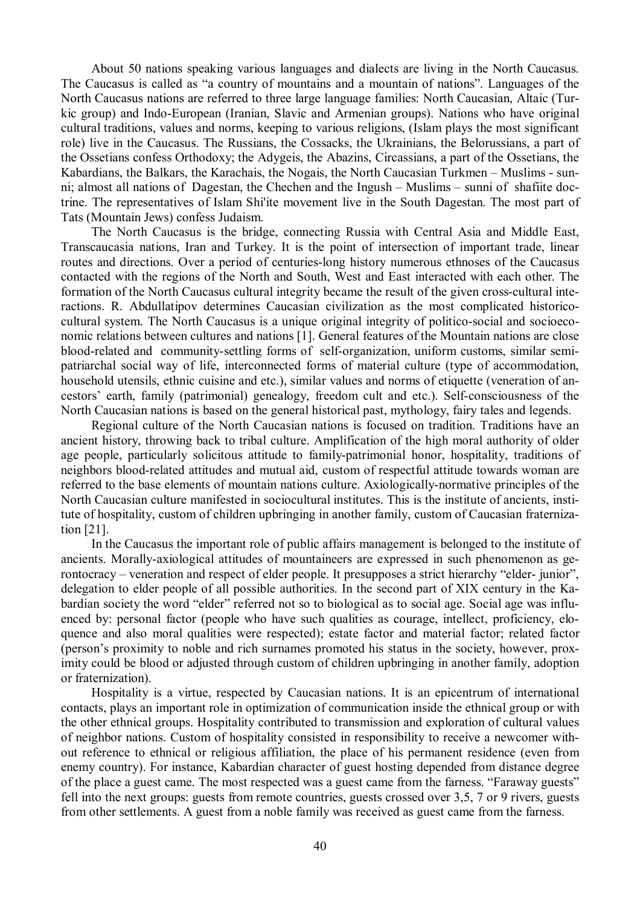About 50 nations speaking various languages and dialects are living in the North Caucasus. The Caucasus is called as "a country of mountains and a mountain of nations". Languages of the North Caucasus nations are referred to three large language families: North Caucasian, Altaic (Turkic group) and Indo-European (Iranian, Slavic and Armenian groups). Nations who have original cultural traditions, values and norms, keeping to various religions, (Islam plays the most significant role) live in the Caucasus. The Russians, the Cossacks, the Ukrainians, the Belorussians, a part of the Ossetians confess Orthodoxy; the Adygeis, the Abazins, Circassians, a part of the Ossetians, the Kabardians, the Balkars, the Karachais, the Nogais, the North Caucasian Turkmen – Muslims - sunni; almost all nations of Dagestan, the Chechen and the Ingush – Muslims – sunni of shafiite doctrine. The representatives of Islam Shi'ite movement live in the South Dagestan. The most part of Tats (Mountain Jews) confess Judaism.

The North Caucasus is the bridge, connecting Russia with Central Asia and Middle East, Transcaucasia nations, Iran and Turkey. It is the point of intersection of important trade, linear routes and directions. Over a period of centuries-long history numerous ethnoses of the Caucasus contacted with the regions of the North and South, West and East interacted with each other. The formation of the North Caucasus cultural integrity became the result of the given cross-cultural interactions. R. Abdullatipov determines Caucasian civilization as the most complicated historico-cultural system. The North Caucasus is a unique original integrity of politico-social and socioeconomic relations between cultures and nations [1]. General features of the Mountain nations are close blood-related and community-settling forms of self-organization, uniform customs, similar semi-patriarchal social way of life, interconnected forms of material culture (type of accommodation, household utensils, ethnic cuisine and etc.), similar values and norms of etiquette (veneration of ancestors' earth, family (patrimonial) genealogy, freedom cult and etc.). Self-consciousness of the North Caucasian nations is based on the general historical past, mythology, fairy tales and legends.

Regional culture of the North Caucasian nations is focused on tradition. Traditions have an ancient history, throwing back to tribal culture. Amplification of the high moral authority of older age people, particularly solicitous attitude to family-patrimonial honor, hospitality, traditions of neighbors blood-related attitudes and mutual aid, custom of respectful attitude towards woman are referred to the base elements of mountain nations culture. Axiologically-normative principles of the North Caucasian culture manifested in sociocultural institutes. This is the institute of ancients, institute of hospitality, custom of children upbringing in another family, custom of Caucasian fraternization [21].

In the Caucasus the important role of public affairs management is belonged to the institute of ancients. Morally-axiological attitudes of mountaineers are expressed in such phenomenon as gerontocracy – veneration and respect of elder people. It presupposes a strict hierarchy "elder- junior", delegation to elder people of all possible authorities. In the second part of XIX century in the Kabardian society the word "elder" referred not so to biological as to social age. Social age was influenced by: personal factor (people who have such qualities as courage, intellect, proficiency, eloquence and also moral qualities were respected); estate factor and material factor; related factor (person's proximity to noble and rich surnames promoted his status in the society, however, proximity could be blood or adjusted through custom of children upbringing in another family, adoption or fraternization).

Hospitality is a virtue, respected by Caucasian nations. It is an epicentrum of international contacts, plays an important role in optimization of communication inside the ethnical group or with the other ethnical groups. Hospitality contributed to transmission and exploration of cultural values of neighbor nations. Custom of hospitality consisted in responsibility to receive a newcomer without reference to ethnical or religious affiliation, the place of his permanent residence (even from enemy country). For instance, Kabardian character of guest hosting depended from distance degree of the place a guest came. The most respected was a guest came from the farness. "Faraway guests" fell into the next groups: guests from remote countries, guests crossed over 3,5, 7 or 9 rivers, guests from other settlements. A guest from a noble family was received as guest came from the farness.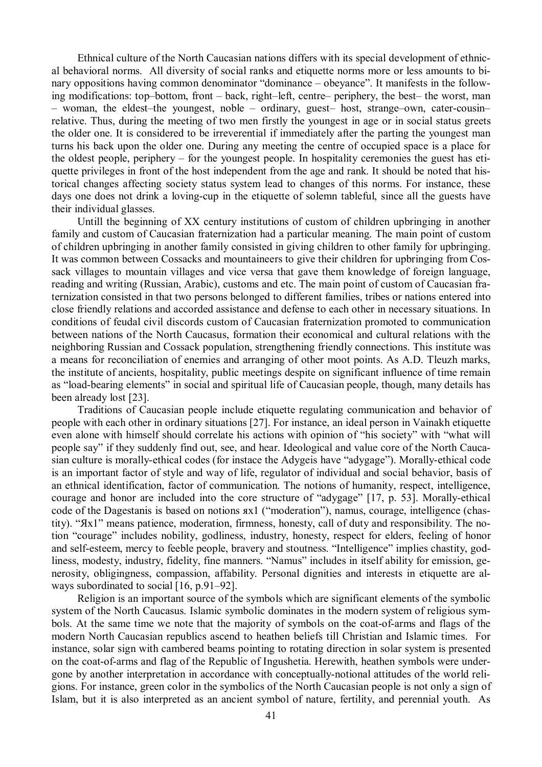Ethnical culture of the North Caucasian nations differs with its special development of ethnical behavioral norms. All diversity of social ranks and etiquette norms more or less amounts to binary oppositions having common denominator "dominance – obeyance". It manifests in the following modifications: top–bottom, front – back, right–left, centre– periphery, the best– the worst, man – woman, the eldest–the youngest, noble – ordinary, guest– host, strange–own, cater-cousin–relative. Thus, during the meeting of two men firstly the youngest in age or in social status greets the older one. It is considered to be irreverential if immediately after the parting the youngest man turns his back upon the older one. During any meeting the centre of occupied space is a place for the oldest people, periphery – for the youngest people. In hospitality ceremonies the guest has etiquette privileges in front of the host independent from the age and rank. It should be noted that historical changes affecting society status system lead to changes of this norms. For instance, these days one does not drink a loving-cup in the etiquette of solemn tableful, since all the guests have their individual glasses.

Untill the beginning of XX century institutions of custom of children upbringing in another family and custom of Caucasian fraternization had a particular meaning. The main point of custom of children upbringing in another family consisted in giving children to other family for upbringing. It was common between Cossacks and mountaineers to give their children for upbringing from Cossack villages to mountain villages and vice versa that gave them knowledge of foreign language, reading and writing (Russian, Arabic), customs and etc. The main point of custom of Caucasian fraternization consisted in that two persons belonged to different families, tribes or nations entered into close friendly relations and accorded assistance and defense to each other in necessary situations. In conditions of feudal civil discords custom of Caucasian fraternization promoted to communication between nations of the North Caucasus, formation their economical and cultural relations with the neighboring Russian and Cossack population, strengthening friendly connections. This institute was a means for reconciliation of enemies and arranging of other moot points. As A.D. Tleuzh marks, the institute of ancients, hospitality, public meetings despite on significant influence of time remain as "load-bearing elements" in social and spiritual life of Caucasian people, though, many details has been already lost [23].

Traditions of Caucasian people include etiquette regulating communication and behavior of people with each other in ordinary situations [27]. For instance, an ideal person in Vainakh etiquette even alone with himself should correlate his actions with opinion of "his society" with "what will people say" if they suddenly find out, see, and hear. Ideological and value core of the North Caucasian culture is morally-ethical codes (for instace the Adygeis have "adygage"). Morally-ethical code is an important factor of style and way of life, regulator of individual and social behavior, basis of an ethnical identification, factor of communication. The notions of humanity, respect, intelligence, courage and honor are included into the core structure of "adygage" [17, p. 53]. Morally-ethical code of the Dagestanis is based on notions ях1 ("moderation"), namus, courage, intelligence (chastity). "Ях1" means patience, moderation, firmness, honesty, call of duty and responsibility. The notion "courage" includes nobility, godliness, industry, honesty, respect for elders, feeling of honor and self-esteem, mercy to feeble people, bravery and stoutness. "Intelligence" implies chastity, godliness, modesty, industry, fidelity, fine manners. "Namus" includes in itself ability for emission, generosity, obligingness, compassion, affability. Personal dignities and interests in etiquette are always subordinated to social [16, p.91–92].

Religion is an important source of the symbols which are significant elements of the symbolic system of the North Caucasus. Islamic symbolic dominates in the modern system of religious symbols. At the same time we note that the majority of symbols on the coat-of-arms and flags of the modern North Caucasian republics ascend to heathen beliefs till Christian and Islamic times. For instance, solar sign with cambered beams pointing to rotating direction in solar system is presented on the coat-of-arms and flag of the Republic of Ingushetia. Herewith, heathen symbols were undergone by another interpretation in accordance with conceptually-notional attitudes of the world religions. For instance, green color in the symbolics of the North Caucasian people is not only a sign of Islam, but it is also interpreted as an ancient symbol of nature, fertility, and perennial youth. As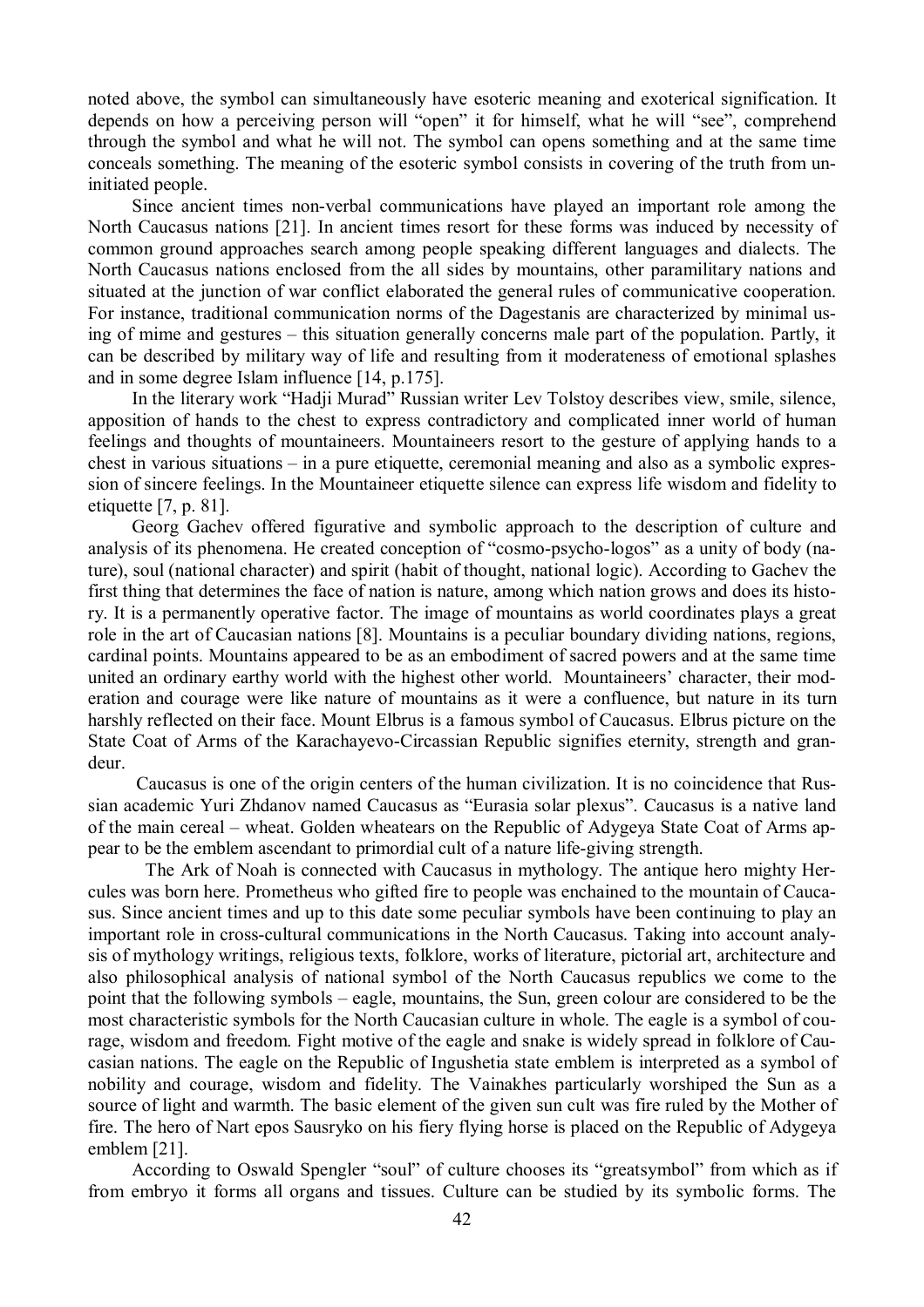noted above, the symbol can simultaneously have esoteric meaning and exoterical signification. It depends on how a perceiving person will "open" it for himself, what he will "see", comprehend through the symbol and what he will not. The symbol can opens something and at the same time conceals something. The meaning of the esoteric symbol consists in covering of the truth from uninitiated people.

Since ancient times non-verbal communications have played an important role among the North Caucasus nations [21]. In ancient times resort for these forms was induced by necessity of common ground approaches search among people speaking different languages and dialects. The North Caucasus nations enclosed from the all sides by mountains, other paramilitary nations and situated at the junction of war conflict elaborated the general rules of communicative cooperation. For instance, traditional communication norms of the Dagestanis are characterized by minimal using of mime and gestures – this situation generally concerns male part of the population. Partly, it can be described by military way of life and resulting from it moderateness of emotional splashes and in some degree Islam influence [14, p.175].

In the literary work "Hadji Murad" Russian writer Lev Tolstoy describes view, smile, silence, apposition of hands to the chest to express contradictory and complicated inner world of human feelings and thoughts of mountaineers. Mountaineers resort to the gesture of applying hands to a chest in various situations – in a pure etiquette, ceremonial meaning and also as a symbolic expression of sincere feelings. In the Mountaineer etiquette silence can express life wisdom and fidelity to etiquette [7, p. 81].

Georg Gachev offered figurative and symbolic approach to the description of culture and analysis of its phenomena. He created conception of "cosmo-psycho-logos" as a unity of body (nature), soul (national character) and spirit (habit of thought, national logic). According to Gachev the first thing that determines the face of nation is nature, among which nation grows and does its history. It is a permanently operative factor. The image of mountains as world coordinates plays a great role in the art of Caucasian nations [8]. Mountains is a peculiar boundary dividing nations, regions, cardinal points. Mountains appeared to be as an embodiment of sacred powers and at the same time united an ordinary earthy world with the highest other world. Mountaineers' character, their moderation and courage were like nature of mountains as it were a confluence, but nature in its turn harshly reflected on their face. Mount Elbrus is a famous symbol of Caucasus. Elbrus picture on the State Coat of Arms of the Karachayevo-Circassian Republic signifies eternity, strength and grandeur.

Caucasus is one of the origin centers of the human civilization. It is no coincidence that Russian academic Yuri Zhdanov named Caucasus as "Eurasia solar plexus". Caucasus is a native land of the main cereal – wheat. Golden wheatears on the Republic of Adygeya State Coat of Arms appear to be the emblem ascendant to primordial cult of a nature life-giving strength.

The Ark of Noah is connected with Caucasus in mythology. The antique hero mighty Hercules was born here. Prometheus who gifted fire to people was enchained to the mountain of Caucasus. Since ancient times and up to this date some peculiar symbols have been continuing to play an important role in cross-cultural communications in the North Caucasus. Taking into account analysis of mythology writings, religious texts, folklore, works of literature, pictorial art, architecture and also philosophical analysis of national symbol of the North Caucasus republics we come to the point that the following symbols – eagle, mountains, the Sun, green colour are considered to be the most characteristic symbols for the North Caucasian culture in whole. The eagle is a symbol of courage, wisdom and freedom. Fight motive of the eagle and snake is widely spread in folklore of Caucasian nations. The eagle on the Republic of Ingushetia state emblem is interpreted as a symbol of nobility and courage, wisdom and fidelity. The Vainakhes particularly worshiped the Sun as a source of light and warmth. The basic element of the given sun cult was fire ruled by the Mother of fire. The hero of Nart epos Sausryko on his fiery flying horse is placed on the Republic of Adygeya emblem [21].

According to Oswald Spengler "soul" of culture chooses its "greatsymbol" from which as if from embryo it forms all organs and tissues. Culture can be studied by its symbolic forms. The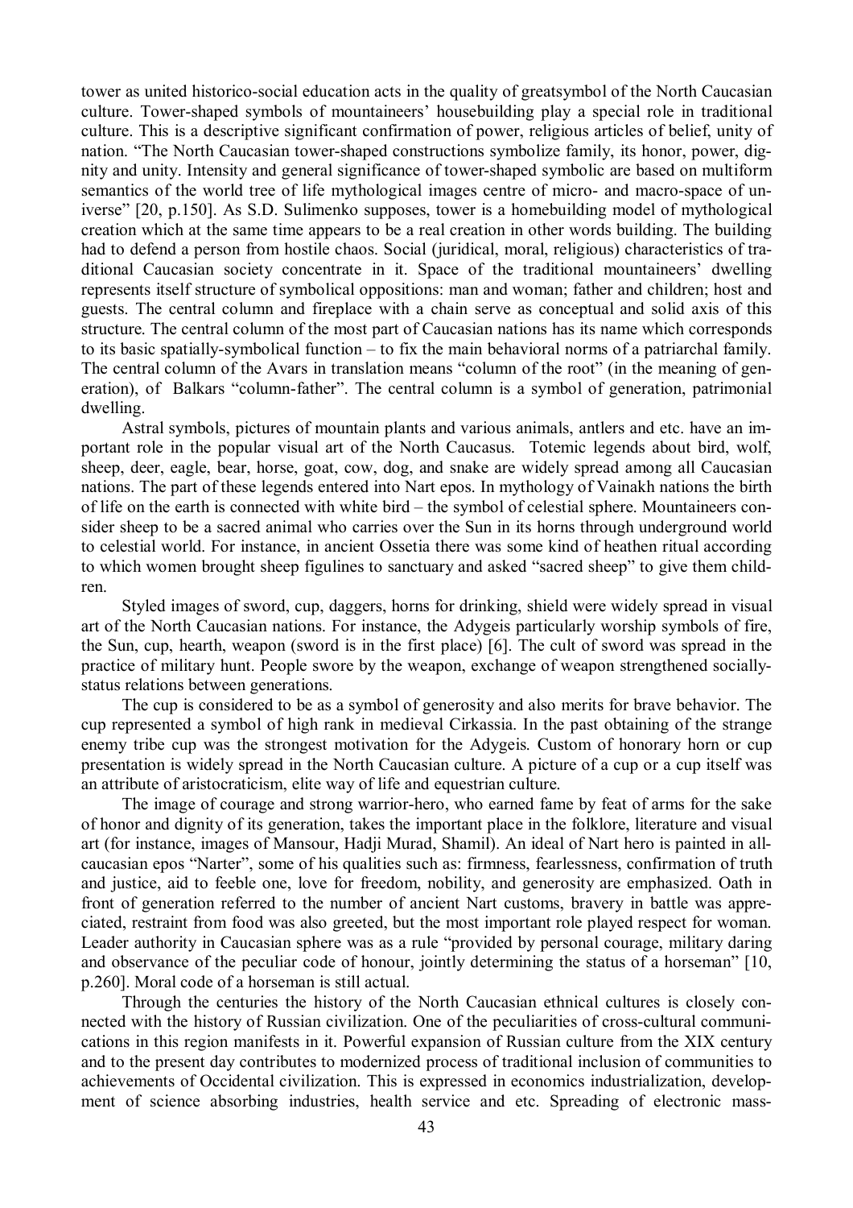tower as united historico-social education acts in the quality of greatsymbol of the North Caucasian culture. Tower-shaped symbols of mountaineers' housebuilding play a special role in traditional culture. This is a descriptive significant confirmation of power, religious articles of belief, unity of nation. "The North Caucasian tower-shaped constructions symbolize family, its honor, power, dignity and unity. Intensity and general significance of tower-shaped symbolic are based on multiform semantics of the world tree of life mythological images centre of micro- and macro-space of universe" [20, p.150]. As S.D. Sulimenko supposes, tower is a homebuilding model of mythological creation which at the same time appears to be a real creation in other words building. The building had to defend a person from hostile chaos. Social (juridical, moral, religious) characteristics of traditional Caucasian society concentrate in it. Space of the traditional mountaineers' dwelling represents itself structure of symbolical oppositions: man and woman; father and children; host and guests. The central column and fireplace with a chain serve as conceptual and solid axis of this structure. The central column of the most part of Caucasian nations has its name which corresponds to its basic spatially-symbolical function – to fix the main behavioral norms of a patriarchal family. The central column of the Avars in translation means "column of the root" (in the meaning of generation), of Balkars "column-father". The central column is a symbol of generation, patrimonial dwelling.

Astral symbols, pictures of mountain plants and various animals, antlers and etc. have an important role in the popular visual art of the North Caucasus. Totemic legends about bird, wolf, sheep, deer, eagle, bear, horse, goat, cow, dog, and snake are widely spread among all Caucasian nations. The part of these legends entered into Nart epos. In mythology of Vainakh nations the birth of life on the earth is connected with white bird – the symbol of celestial sphere. Mountaineers consider sheep to be a sacred animal who carries over the Sun in its horns through underground world to celestial world. For instance, in ancient Ossetia there was some kind of heathen ritual according to which women brought sheep figulines to sanctuary and asked "sacred sheep" to give them children.

Styled images of sword, cup, daggers, horns for drinking, shield were widely spread in visual art of the North Caucasian nations. For instance, the Adygeis particularly worship symbols of fire, the Sun, cup, hearth, weapon (sword is in the first place) [6]. The cult of sword was spread in the practice of military hunt. People swore by the weapon, exchange of weapon strengthened socially-status relations between generations.

The cup is considered to be as a symbol of generosity and also merits for brave behavior. The cup represented a symbol of high rank in medieval Cirkassia. In the past obtaining of the strange enemy tribe cup was the strongest motivation for the Adygeis. Custom of honorary horn or cup presentation is widely spread in the North Caucasian culture. A picture of a cup or a cup itself was an attribute of aristocraticism, elite way of life and equestrian culture.

The image of courage and strong warrior-hero, who earned fame by feat of arms for the sake of honor and dignity of its generation, takes the important place in the folklore, literature and visual art (for instance, images of Mansour, Hadji Murad, Shamil). An ideal of Nart hero is painted in all-caucasian epos "Narter", some of his qualities such as: firmness, fearlessness, confirmation of truth and justice, aid to feeble one, love for freedom, nobility, and generosity are emphasized. Oath in front of generation referred to the number of ancient Nart customs, bravery in battle was appreciated, restraint from food was also greeted, but the most important role played respect for woman. Leader authority in Caucasian sphere was as a rule "provided by personal courage, military daring and observance of the peculiar code of honour, jointly determining the status of a horseman" [10, p.260]. Moral code of a horseman is still actual.

Through the centuries the history of the North Caucasian ethnical cultures is closely connected with the history of Russian civilization. One of the peculiarities of cross-cultural communications in this region manifests in it. Powerful expansion of Russian culture from the XIX century and to the present day contributes to modernized process of traditional inclusion of communities to achievements of Occidental civilization. This is expressed in economics industrialization, development of science absorbing industries, health service and etc. Spreading of electronic mass-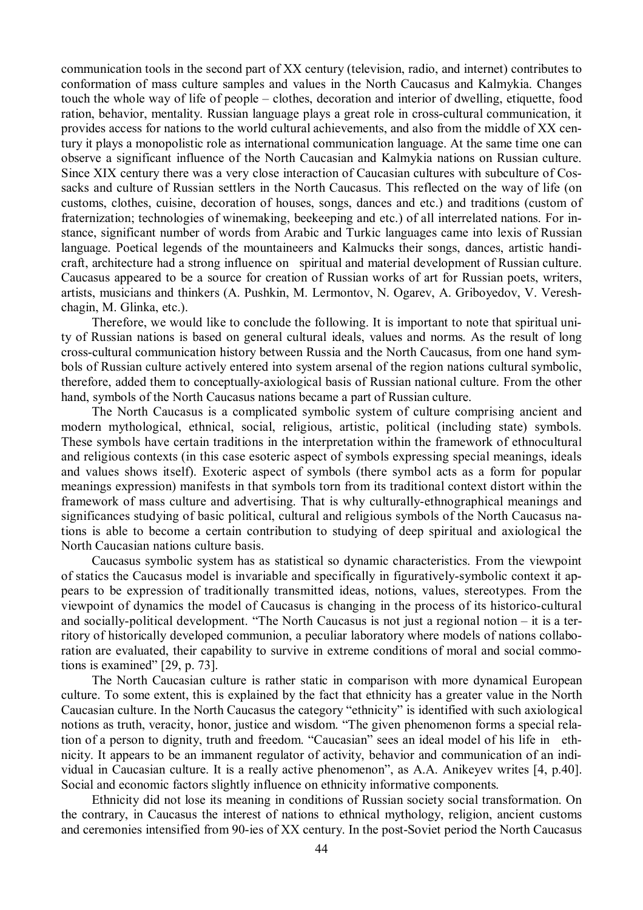communication tools in the second part of XX century (television, radio, and internet) contributes to conformation of mass culture samples and values in the North Caucasus and Kalmykia. Changes touch the whole way of life of people – clothes, decoration and interior of dwelling, etiquette, food ration, behavior, mentality. Russian language plays a great role in cross-cultural communication, it provides access for nations to the world cultural achievements, and also from the middle of XX century it plays a monopolistic role as international communication language. At the same time one can observe a significant influence of the North Caucasian and Kalmykia nations on Russian culture. Since XIX century there was a very close interaction of Caucasian cultures with subculture of Cossacks and culture of Russian settlers in the North Caucasus. This reflected on the way of life (on customs, clothes, cuisine, decoration of houses, songs, dances and etc.) and traditions (custom of fraternization; technologies of winemaking, beekeeping and etc.) of all interrelated nations. For instance, significant number of words from Arabic and Turkic languages came into lexis of Russian language. Poetical legends of the mountaineers and Kalmucks their songs, dances, artistic handicraft, architecture had a strong influence on spiritual and material development of Russian culture. Caucasus appeared to be a source for creation of Russian works of art for Russian poets, writers, artists, musicians and thinkers (A. Pushkin, M. Lermontov, N. Ogarev, A. Griboyedov, V. Vereshchagin, M. Glinka, etc.).

Therefore, we would like to conclude the following. It is important to note that spiritual unity of Russian nations is based on general cultural ideals, values and norms. As the result of long cross-cultural communication history between Russia and the North Caucasus, from one hand symbols of Russian culture actively entered into system arsenal of the region nations cultural symbolic, therefore, added them to conceptually-axiological basis of Russian national culture. From the other hand, symbols of the North Caucasus nations became a part of Russian culture.

The North Caucasus is a complicated symbolic system of culture comprising ancient and modern mythological, ethnical, social, religious, artistic, political (including state) symbols. These symbols have certain traditions in the interpretation within the framework of ethnocultural and religious contexts (in this case esoteric aspect of symbols expressing special meanings, ideals and values shows itself). Exoteric aspect of symbols (there symbol acts as a form for popular meanings expression) manifests in that symbols torn from its traditional context distort within the framework of mass culture and advertising. That is why culturally-ethnographical meanings and significances studying of basic political, cultural and religious symbols of the North Caucasus nations is able to become a certain contribution to studying of deep spiritual and axiological the North Caucasian nations culture basis.

Caucasus symbolic system has as statistical so dynamic characteristics. From the viewpoint of statics the Caucasus model is invariable and specifically in figuratively-symbolic context it appears to be expression of traditionally transmitted ideas, notions, values, stereotypes. From the viewpoint of dynamics the model of Caucasus is changing in the process of its historico-cultural and socially-political development. "The North Caucasus is not just a regional notion – it is a territory of historically developed communion, a peculiar laboratory where models of nations collaboration are evaluated, their capability to survive in extreme conditions of moral and social commotions is examined" [29, p. 73].

The North Caucasian culture is rather static in comparison with more dynamical European culture. To some extent, this is explained by the fact that ethnicity has a greater value in the North Caucasian culture. In the North Caucasus the category "ethnicity" is identified with such axiological notions as truth, veracity, honor, justice and wisdom. "The given phenomenon forms a special relation of a person to dignity, truth and freedom. "Caucasian" sees an ideal model of his life in ethnicity. It appears to be an immanent regulator of activity, behavior and communication of an individual in Caucasian culture. It is a really active phenomenon", as A.A. Anikeyev writes [4, p.40]. Social and economic factors slightly influence on ethnicity informative components.

Ethnicity did not lose its meaning in conditions of Russian society social transformation. On the contrary, in Caucasus the interest of nations to ethnical mythology, religion, ancient customs and ceremonies intensified from 90-ies of XX century. In the post-Soviet period the North Caucasus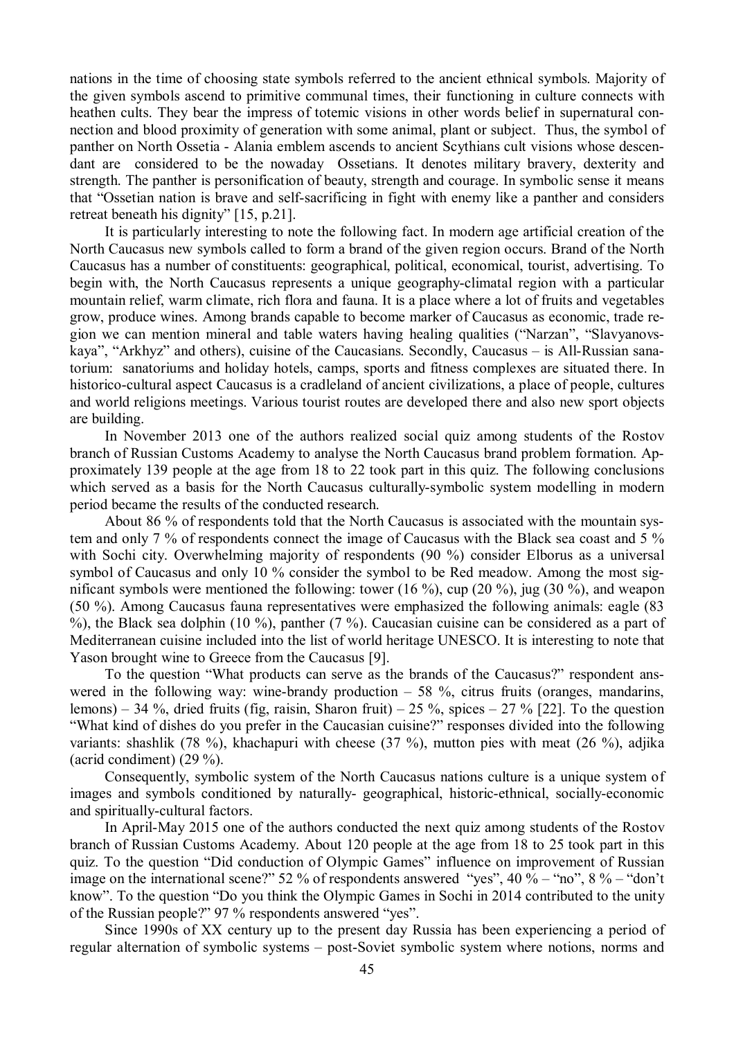nations in the time of choosing state symbols referred to the ancient ethnical symbols. Majority of the given symbols ascend to primitive communal times, their functioning in culture connects with heathen cults. They bear the impress of totemic visions in other words belief in supernatural connection and blood proximity of generation with some animal, plant or subject. Thus, the symbol of panther on North Ossetia - Alania emblem ascends to ancient Scythians cult visions whose descendant are considered to be the nowaday Ossetians. It denotes military bravery, dexterity and strength. The panther is personification of beauty, strength and courage. In symbolic sense it means that "Ossetian nation is brave and self-sacrificing in fight with enemy like a panther and considers retreat beneath his dignity" [15, p.21].

It is particularly interesting to note the following fact. In modern age artificial creation of the North Caucasus new symbols called to form a brand of the given region occurs. Brand of the North Caucasus has a number of constituents: geographical, political, economical, tourist, advertising. To begin with, the North Caucasus represents a unique geography-climatal region with a particular mountain relief, warm climate, rich flora and fauna. It is a place where a lot of fruits and vegetables grow, produce wines. Among brands capable to become marker of Caucasus as economic, trade region we can mention mineral and table waters having healing qualities ("Narzan", "Slavyanovskaya", "Arkhyz" and others), cuisine of the Caucasians. Secondly, Caucasus – is All-Russian sanatorium: sanatoriums and holiday hotels, camps, sports and fitness complexes are situated there. In historico-cultural aspect Caucasus is a cradleland of ancient civilizations, a place of people, cultures and world religions meetings. Various tourist routes are developed there and also new sport objects are building.

In November 2013 one of the authors realized social quiz among students of the Rostov branch of Russian Customs Academy to analyse the North Caucasus brand problem formation. Approximately 139 people at the age from 18 to 22 took part in this quiz. The following conclusions which served as a basis for the North Caucasus culturally-symbolic system modelling in modern period became the results of the conducted research.

About 86 % of respondents told that the North Caucasus is associated with the mountain system and only 7 % of respondents connect the image of Caucasus with the Black sea coast and 5 % with Sochi city. Overwhelming majority of respondents (90 %) consider Elborus as a universal symbol of Caucasus and only 10 % consider the symbol to be Red meadow. Among the most significant symbols were mentioned the following: tower (16 %), cup (20 %), jug (30 %), and weapon (50 %). Among Caucasus fauna representatives were emphasized the following animals: eagle (83 %), the Black sea dolphin (10 %), panther (7 %). Caucasian cuisine can be considered as a part of Mediterranean cuisine included into the list of world heritage UNESCO. It is interesting to note that Yason brought wine to Greece from the Caucasus [9].

To the question "What products can serve as the brands of the Caucasus?" respondent answered in the following way: wine-brandy production – 58 %, citrus fruits (oranges, mandarins, lemons) – 34 %, dried fruits (fig, raisin, Sharon fruit) – 25 %, spices – 27 % [22]. To the question "What kind of dishes do you prefer in the Caucasian cuisine?" responses divided into the following variants: shashlik (78 %), khachapuri with cheese (37 %), mutton pies with meat (26 %), adjika (acrid condiment) (29 %).

Consequently, symbolic system of the North Caucasus nations culture is a unique system of images and symbols conditioned by naturally- geographical, historic-ethnical, socially-economic and spiritually-cultural factors.

In April-May 2015 one of the authors conducted the next quiz among students of the Rostov branch of Russian Customs Academy. About 120 people at the age from 18 to 25 took part in this quiz. To the question "Did conduction of Olympic Games" influence on improvement of Russian image on the international scene?" 52 % of respondents answered "yes", 40 % – "no", 8 % – "don't know". To the question "Do you think the Olympic Games in Sochi in 2014 contributed to the unity of the Russian people?" 97 % respondents answered "yes".

Since 1990s of XX century up to the present day Russia has been experiencing a period of regular alternation of symbolic systems – post-Soviet symbolic system where notions, norms and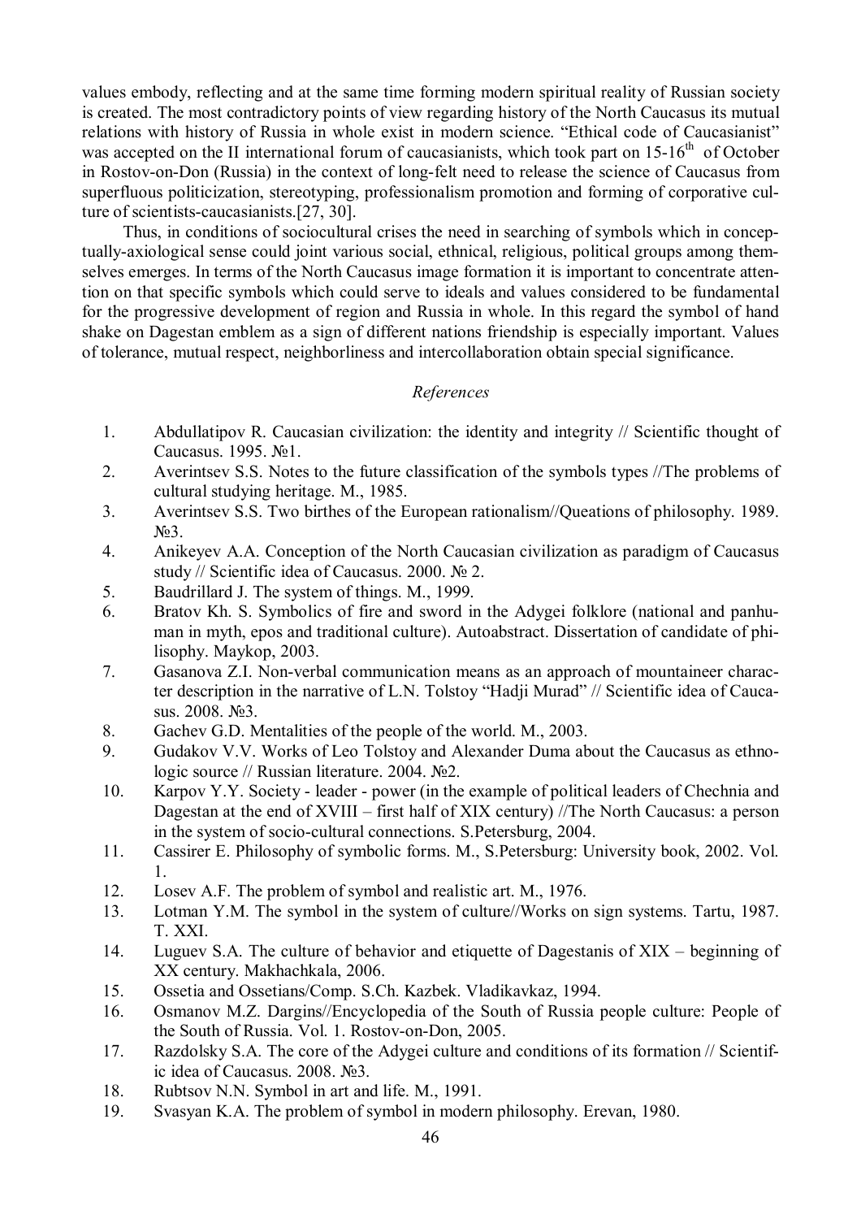values embody, reflecting and at the same time forming modern spiritual reality of Russian society is created. The most contradictory points of view regarding history of the North Caucasus its mutual relations with history of Russia in whole exist in modern science. “Ethical code of Caucasianist” was accepted on the II international forum of caucasianists, which took part on 15-16th of October in Rostov-on-Don (Russia) in the context of long-felt need to release the science of Caucasus from superfluous politicization, stereotyping, professionalism promotion and forming of corporative culture of scientists-caucasianists.[27, 30].

Thus, in conditions of sociocultural crises the need in searching of symbols which in conceptually-axiological sense could joint various social, ethnical, religious, political groups among themselves emerges. In terms of the North Caucasus image formation it is important to concentrate attention on that specific symbols which could serve to ideals and values considered to be fundamental for the progressive development of region and Russia in whole. In this regard the symbol of hand shake on Dagestan emblem as a sign of different nations friendship is especially important. Values of tolerance, mutual respect, neighborliness and intercollaboration obtain special significance.

*References*

1. Abdullatipov R. Caucasian civilization: the identity and integrity // Scientific thought of Caucasus. 1995. №1.
2. Averintsev S.S. Notes to the future classification of the symbols types //The problems of cultural studying heritage. M., 1985.
3. Averintsev S.S. Two birthes of the European rationalism//Queations of philosophy. 1989. №3.
4. Anikeyev A.A. Conception of the North Caucasian civilization as paradigm of Caucasus study // Scientific idea of Caucasus. 2000. № 2.
5. Baudrillard J. The system of things. M., 1999.
6. Bratov Kh. S. Symbolics of fire and sword in the Adygei folklore (national and panhuman in myth, epos and traditional culture). Autoabstract. Dissertation of candidate of philisophy. Maykop, 2003.
7. Gasanova Z.I. Non-verbal communication means as an approach of mountaineer character description in the narrative of L.N. Tolstoy “Hadji Murad” // Scientific idea of Caucasus. 2008. №3.
8. Gachev G.D. Mentalities of the people of the world. M., 2003.
9. Gudakov V.V. Works of Leo Tolstoy and Alexander Duma about the Caucasus as ethnologic source // Russian literature. 2004. №2.
10. Karpov Y.Y. Society - leader - power (in the example of political leaders of Chechnia and Dagestan at the end of XVIII – first half of XIX century) //The North Caucasus: a person in the system of socio-cultural connections. S.Petersburg, 2004.
11. Cassirer E. Philosophy of symbolic forms. M., S.Petersburg: University book, 2002. Vol. 1.
12. Losev A.F. The problem of symbol and realistic art. M., 1976.
13. Lotman Y.M. The symbol in the system of culture//Works on sign systems. Tartu, 1987. T. XXI.
14. Luguev S.A. The culture of behavior and etiquette of Dagestanis of XIX – beginning of XX century. Makhachkala, 2006.
15. Ossetia and Ossetians/Comp. S.Ch. Kazbek. Vladikavkaz, 1994.
16. Osmanov M.Z. Dargins//Encyclopedia of the South of Russia people culture: People of the South of Russia. Vol. 1. Rostov-on-Don, 2005.
17. Razdolsky S.A. The core of the Adygei culture and conditions of its formation // Scientific idea of Caucasus. 2008. №3.
18. Rubtsov N.N. Symbol in art and life. M., 1991.
19. Svasyan K.A. The problem of symbol in modern philosophy. Erevan, 1980.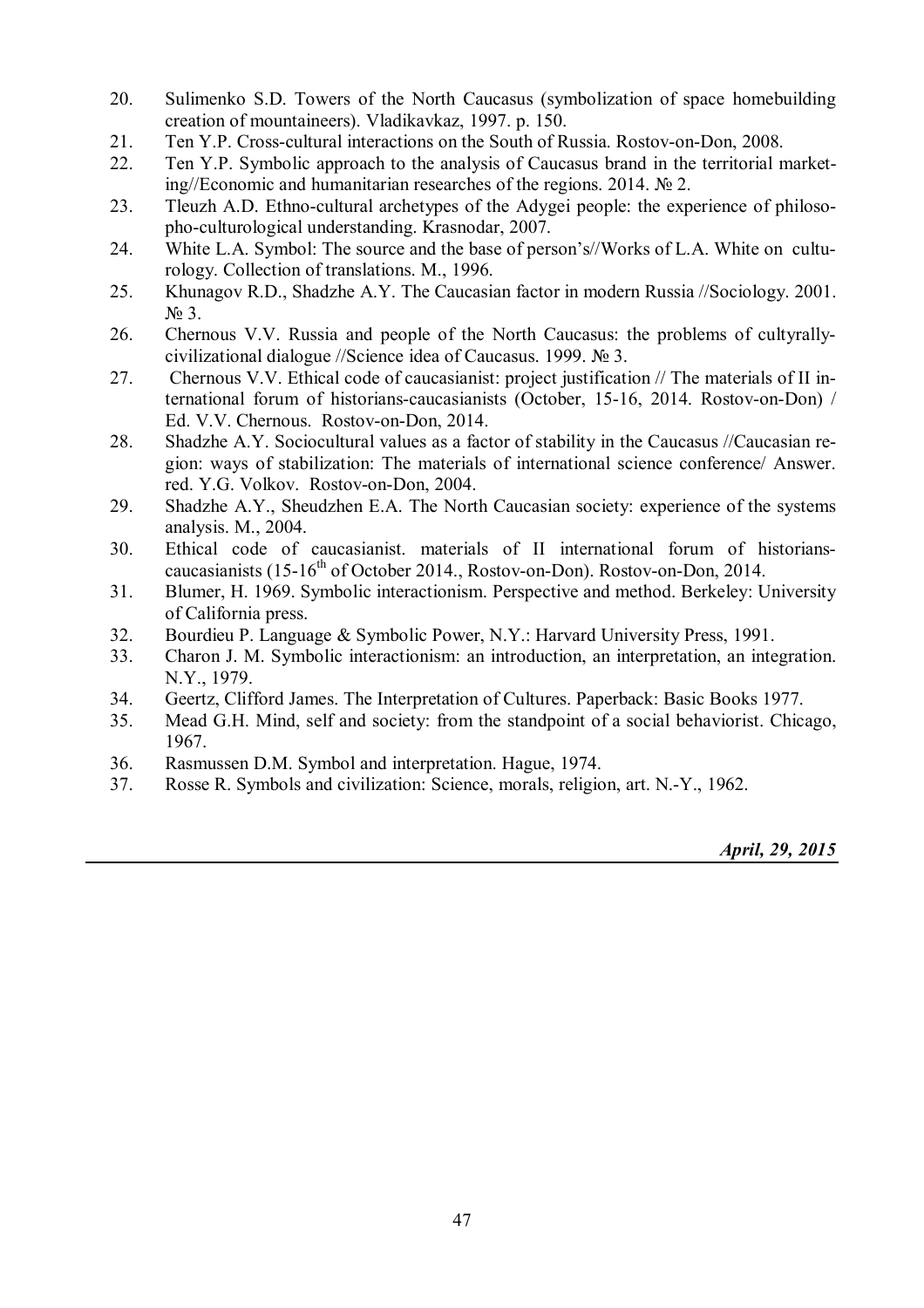20. Sulimenko S.D. Towers of the North Caucasus (symbolization of space homebuilding creation of mountaineers). Vladikavkaz, 1997. p. 150.
21. Ten Y.P. Cross-cultural interactions on the South of Russia. Rostov-on-Don, 2008.
22. Ten Y.P. Symbolic approach to the analysis of Caucasus brand in the territorial marketing//Economic and humanitarian researches of the regions. 2014. № 2.
23. Tleuzh A.D. Ethno-cultural archetypes of the Adygei people: the experience of philosopho-culturological understanding. Krasnodar, 2007.
24. White L.A. Symbol: The source and the base of person's//Works of L.A. White on culturology. Collection of translations. M., 1996.
25. Khunagov R.D., Shadzhe A.Y. The Caucasian factor in modern Russia //Sociology. 2001. № 3.
26. Chernous V.V. Russia and people of the North Caucasus: the problems of cultyrally-civilizational dialogue //Science idea of Caucasus. 1999. № 3.
27. Chernous V.V. Ethical code of caucasianist: project justification // The materials of II international forum of historians-caucasianists (October, 15-16, 2014. Rostov-on-Don) / Ed. V.V. Chernous. Rostov-on-Don, 2014.
28. Shadzhe A.Y. Sociocultural values as a factor of stability in the Caucasus //Caucasian region: ways of stabilization: The materials of international science conference/ Answer. red. Y.G. Volkov. Rostov-on-Don, 2004.
29. Shadzhe A.Y., Sheudzhen E.A. The North Caucasian society: experience of the systems analysis. M., 2004.
30. Ethical code of caucasianist. materials of II international forum of historians-caucasianists (15-16th of October 2014., Rostov-on-Don). Rostov-on-Don, 2014.
31. Blumer, H. 1969. Symbolic interactionism. Perspective and method. Berkeley: University of California press.
32. Bourdieu P. Language & Symbolic Power, N.Y.: Harvard University Press, 1991.
33. Charon J. M. Symbolic interactionism: an introduction, an interpretation, an integration. N.Y., 1979.
34. Geertz, Clifford James. The Interpretation of Cultures. Paperback: Basic Books 1977.
35. Mead G.H. Mind, self and society: from the standpoint of a social behaviorist. Chicago, 1967.
36. Rasmussen D.M. Symbol and interpretation. Hague, 1974.
37. Rosse R. Symbols and civilization: Science, morals, religion, art. N.-Y., 1962.

***April, 29, 2015***